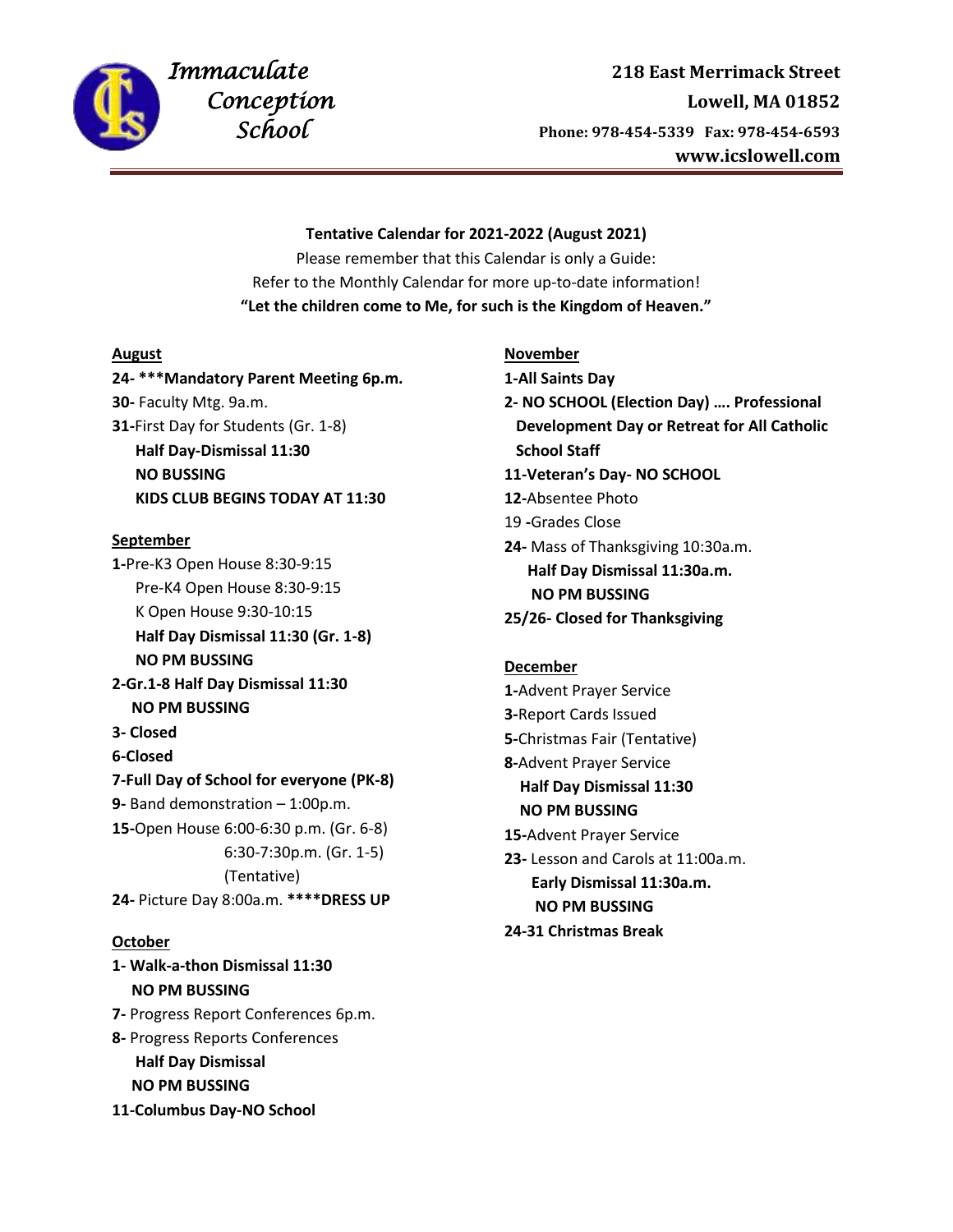# Immaculate Conception School

**218 East Merrimack Street**
**Lowell, MA 01852**
**Phone: 978-454-5339 Fax: 978-454-6593**
**www.icslowell.com**

**Tentative Calendar for 2021-2022 (August 2021)**

Please remember that this Calendar is only a Guide:
Refer to the Monthly Calendar for more up-to-date information!

**"Let the children come to Me, for such is the Kingdom of Heaven."**

## August

**24- \*\*\*Mandatory Parent Meeting 6p.m.**
**30-** Faculty Mtg. 9a.m.
**31-**First Day for Students (Gr. 1-8)
**Half Day-Dismissal 11:30**
**NO BUSSING**
**KIDS CLUB BEGINS TODAY AT 11:30**

## September

**1-**Pre-K3 Open House 8:30-9:15
Pre-K4 Open House 8:30-9:15
K Open House 9:30-10:15
**Half Day Dismissal 11:30 (Gr. 1-8)**
**NO PM BUSSING**
**2-Gr.1-8 Half Day Dismissal 11:30**
**NO PM BUSSING**
**3- Closed**
**6-Closed**
**7-Full Day of School for everyone (PK-8)**
**9-** Band demonstration – 1:00p.m.
**15-**Open House 6:00-6:30 p.m. (Gr. 6-8)
6:30-7:30p.m. (Gr. 1-5)
(Tentative)
**24-** Picture Day 8:00a.m. **\*\*\*\*DRESS UP**

## October

**1- Walk-a-thon Dismissal 11:30**
**NO PM BUSSING**
**7-** Progress Report Conferences 6p.m.
**8-** Progress Reports Conferences
**Half Day Dismissal**
**NO PM BUSSING**
**11-Columbus Day-NO School**

## November

**1-All Saints Day**
**2- NO SCHOOL (Election Day) …. Professional Development Day or Retreat for All Catholic School Staff**
**11-Veteran's Day- NO SCHOOL**
**12-**Absentee Photo
19 **-**Grades Close
**24-** Mass of Thanksgiving 10:30a.m.
**Half Day Dismissal 11:30a.m.**
**NO PM BUSSING**
**25/26- Closed for Thanksgiving**

## December

**1-**Advent Prayer Service
**3-**Report Cards Issued
**5-**Christmas Fair (Tentative)
**8-**Advent Prayer Service
**Half Day Dismissal 11:30**
**NO PM BUSSING**
**15-**Advent Prayer Service
**23-** Lesson and Carols at 11:00a.m.
**Early Dismissal 11:30a.m.**
**NO PM BUSSING**
**24-31 Christmas Break**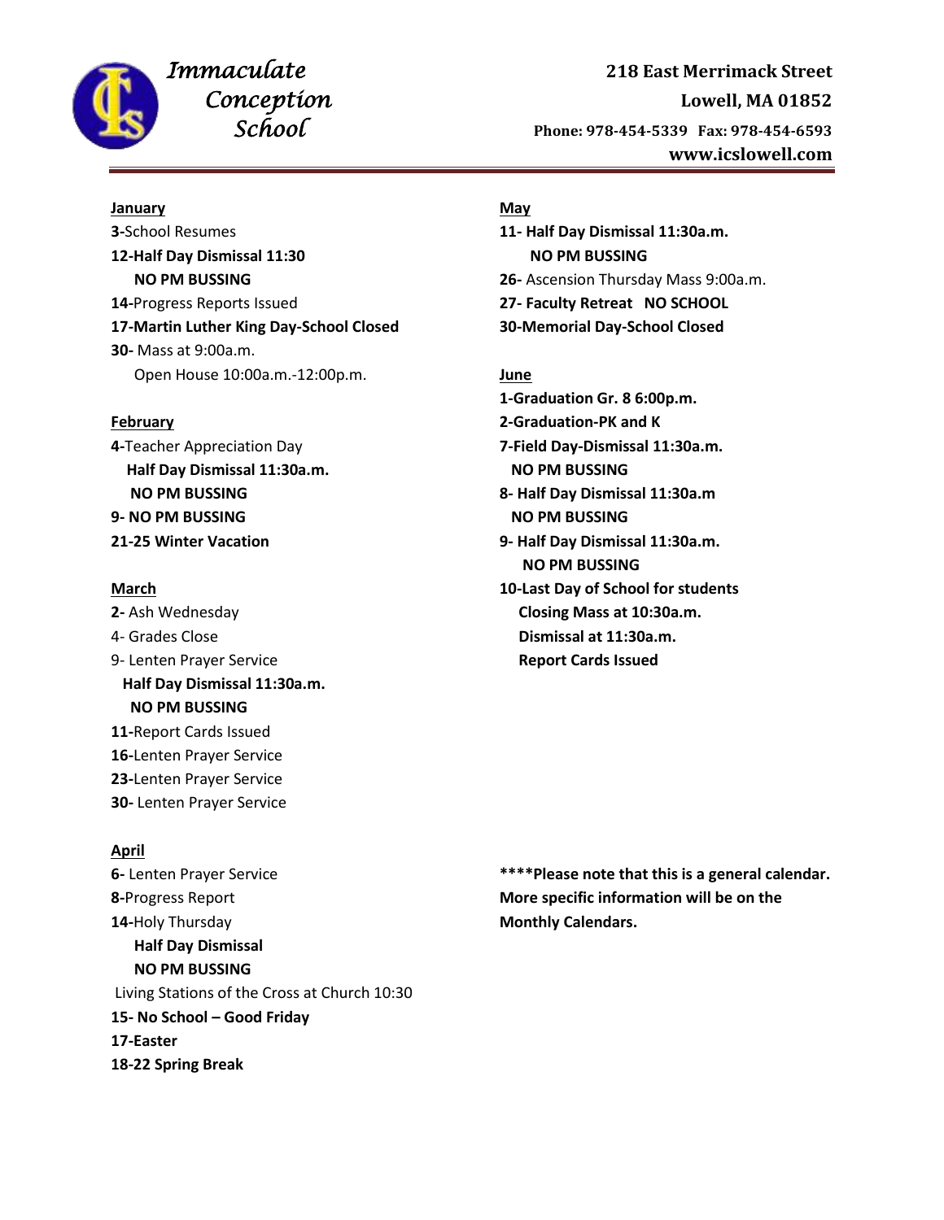# Immaculate Conception School

**218 East Merrimack Street**
**Lowell, MA 01852**
**Phone: 978-454-5339 Fax: 978-454-6593**
**www.icslowell.com**

**January**

**3-**School Resumes
**12-Half Day Dismissal 11:30**
**NO PM BUSSING**
**14-**Progress Reports Issued
**17-Martin Luther King Day-School Closed**
**30-** Mass at 9:00a.m.
Open House 10:00a.m.-12:00p.m.

**February**

**4-**Teacher Appreciation Day
**Half Day Dismissal 11:30a.m.**
**NO PM BUSSING**
**9- NO PM BUSSING**
**21-25 Winter Vacation**

**March**

**2-** Ash Wednesday
4- Grades Close
9- Lenten Prayer Service
**Half Day Dismissal 11:30a.m.**
**NO PM BUSSING**
**11-**Report Cards Issued
**16-**Lenten Prayer Service
**23-**Lenten Prayer Service
**30-** Lenten Prayer Service

**April**

**6-** Lenten Prayer Service
**8-**Progress Report
**14-**Holy Thursday
**Half Day Dismissal**
**NO PM BUSSING**
Living Stations of the Cross at Church 10:30
**15- No School – Good Friday**
**17-Easter**
**18-22 Spring Break**

**May**

**11- Half Day Dismissal 11:30a.m.**
**NO PM BUSSING**
**26-** Ascension Thursday Mass 9:00a.m.
**27- Faculty Retreat NO SCHOOL**
**30-Memorial Day-School Closed**

**June**

**1-Graduation Gr. 8 6:00p.m.**
**2-Graduation-PK and K**
**7-Field Day-Dismissal 11:30a.m.**
**NO PM BUSSING**
**8- Half Day Dismissal 11:30a.m**
**NO PM BUSSING**
**9- Half Day Dismissal 11:30a.m.**
**NO PM BUSSING**
**10-Last Day of School for students**
**Closing Mass at 10:30a.m.**
**Dismissal at 11:30a.m.**
**Report Cards Issued**

**\*\*\*\*Please note that this is a general calendar. More specific information will be on the Monthly Calendars.**